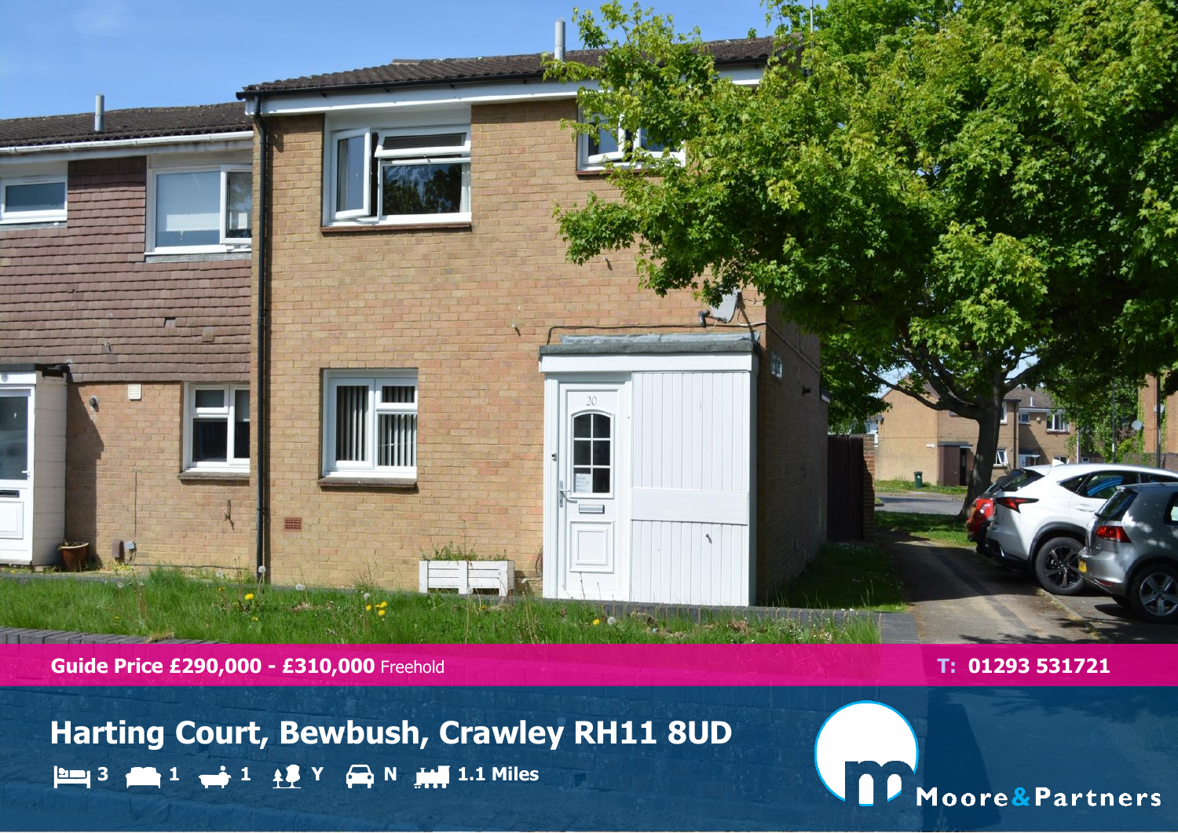**Guide Price £290,000 - £310,000** Freehold

**T: 01293 531721**

# Harting Court, Bewbush, Crawley RH11 8UD

3 | 1 | 1 | Y | N | 1.1 Miles

Moore&Partners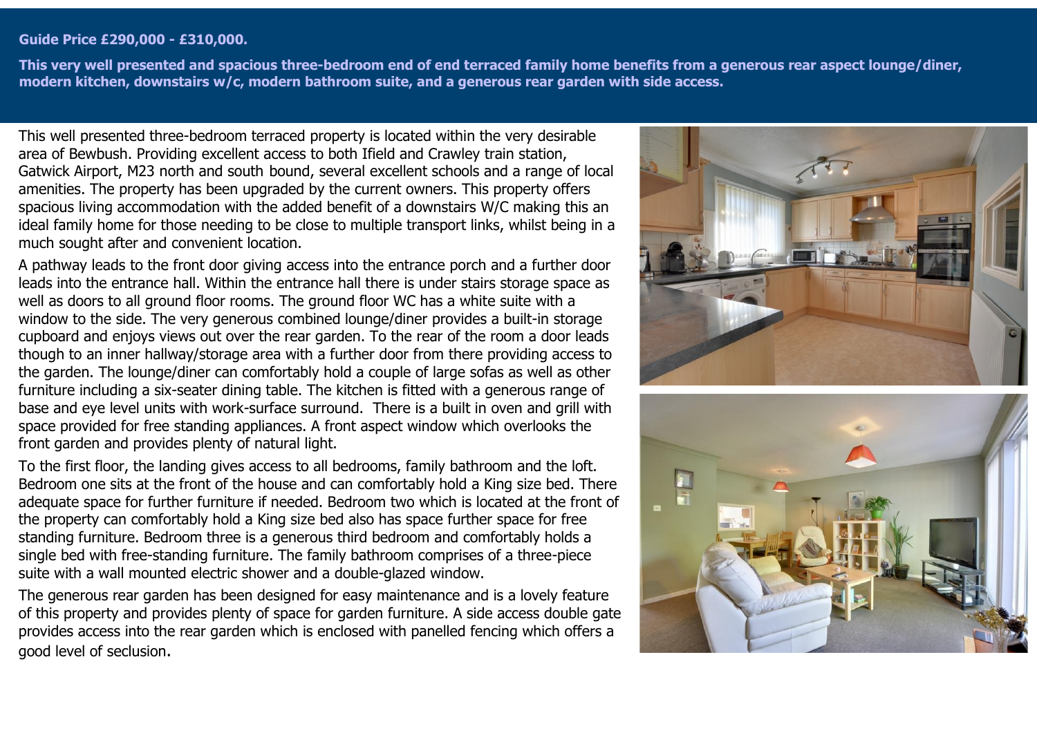**Guide Price £290,000 - £310,000.**

**This very well presented and spacious three-bedroom end of end terraced family home benefits from a generous rear aspect lounge/diner, modern kitchen, downstairs w/c, modern bathroom suite, and a generous rear garden with side access.**

This well presented three-bedroom terraced property is located within the very desirable area of Bewbush. Providing excellent access to both Ifield and Crawley train station, Gatwick Airport, M23 north and south bound, several excellent schools and a range of local amenities. The property has been upgraded by the current owners. This property offers spacious living accommodation with the added benefit of a downstairs W/C making this an ideal family home for those needing to be close to multiple transport links, whilst being in a much sought after and convenient location.

A pathway leads to the front door giving access into the entrance porch and a further door leads into the entrance hall. Within the entrance hall there is under stairs storage space as well as doors to all ground floor rooms. The ground floor WC has a white suite with a window to the side. The very generous combined lounge/diner provides a built-in storage cupboard and enjoys views out over the rear garden. To the rear of the room a door leads though to an inner hallway/storage area with a further door from there providing access to the garden. The lounge/diner can comfortably hold a couple of large sofas as well as other furniture including a six-seater dining table. The kitchen is fitted with a generous range of base and eye level units with work-surface surround. There is a built in oven and grill with space provided for free standing appliances. A front aspect window which overlooks the front garden and provides plenty of natural light.

To the first floor, the landing gives access to all bedrooms, family bathroom and the loft. Bedroom one sits at the front of the house and can comfortably hold a King size bed. There adequate space for further furniture if needed. Bedroom two which is located at the front of the property can comfortably hold a King size bed also has space further space for free standing furniture. Bedroom three is a generous third bedroom and comfortably holds a single bed with free-standing furniture. The family bathroom comprises of a three-piece suite with a wall mounted electric shower and a double-glazed window.

The generous rear garden has been designed for easy maintenance and is a lovely feature of this property and provides plenty of space for garden furniture. A side access double gate provides access into the rear garden which is enclosed with panelled fencing which offers a good level of seclusion.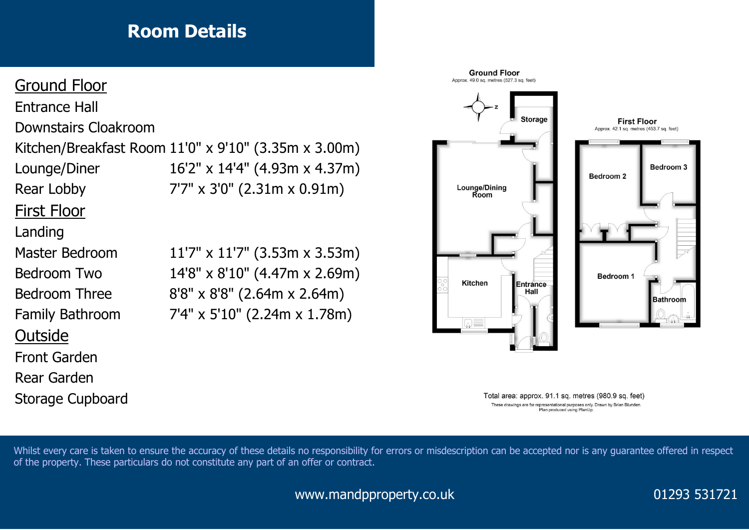# Room Details

## Ground Floor

| Room | Dimensions |
|---|---|
| Entrance Hall | |
| Downstairs Cloakroom | |
| Kitchen/Breakfast Room | 11'0" x 9'10" (3.35m x 3.00m) |
| Lounge/Diner | 16'2" x 14'4" (4.93m x 4.37m) |
| Rear Lobby | 7'7" x 3'0" (2.31m x 0.91m) |

## First Floor

| Room | Dimensions |
|---|---|
| Landing | |
| Master Bedroom | 11'7" x 11'7" (3.53m x 3.53m) |
| Bedroom Two | 14'8" x 8'10" (4.47m x 2.69m) |
| Bedroom Three | 8'8" x 8'8" (2.64m x 2.64m) |
| Family Bathroom | 7'4" x 5'10" (2.24m x 1.78m) |

## Outside

Front Garden

Rear Garden

Storage Cupboard

**Ground Floor**
Approx. 49.0 sq. metres (527.3 sq. feet)

Storage

Lounge/Dining Room

Kitchen

Entrance Hall

**First Floor**
Approx. 42.1 sq. metres (453.7 sq. feet)

Bedroom 2

Bedroom 3

Bedroom 1

Bathroom

Total area: approx. 91.1 sq. metres (980.9 sq. feet)

These drawings are for representational purposes only. Drawn by Brian Blunden.
Plan produced using PlanUp.

Whilst every care is taken to ensure the accuracy of these details no responsibility for errors or misdescription can be accepted nor is any guarantee offered in respect of the property. These particulars do not constitute any part of an offer or contract.

www.mandpproperty.co.uk

01293 531721